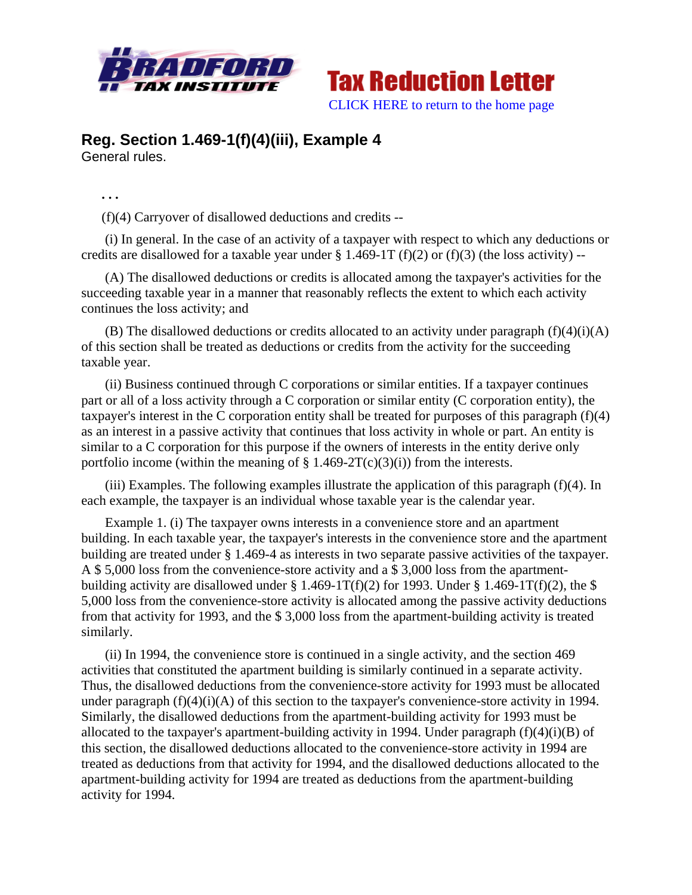Tax Reduction Letter

CLICK HERE to return to the home page

## Reg. Section 1.469-1(f)(4)(iii), Example 4

General rules.

. . .

(f)(4) Carryover of disallowed deductions and credits --

(i) In general. In the case of an activity of a taxpayer with respect to which any deductions or credits are disallowed for a taxable year under § 1.469-1T (f)(2) or (f)(3) (the loss activity) --

(A) The disallowed deductions or credits is allocated among the taxpayer's activities for the succeeding taxable year in a manner that reasonably reflects the extent to which each activity continues the loss activity; and

(B) The disallowed deductions or credits allocated to an activity under paragraph (f)(4)(i)(A) of this section shall be treated as deductions or credits from the activity for the succeeding taxable year.

(ii) Business continued through C corporations or similar entities. If a taxpayer continues part or all of a loss activity through a C corporation or similar entity (C corporation entity), the taxpayer's interest in the C corporation entity shall be treated for purposes of this paragraph (f)(4) as an interest in a passive activity that continues that loss activity in whole or part. An entity is similar to a C corporation for this purpose if the owners of interests in the entity derive only portfolio income (within the meaning of § 1.469-2T(c)(3)(i)) from the interests.

(iii) Examples. The following examples illustrate the application of this paragraph (f)(4). In each example, the taxpayer is an individual whose taxable year is the calendar year.

Example 1. (i) The taxpayer owns interests in a convenience store and an apartment building. In each taxable year, the taxpayer's interests in the convenience store and the apartment building are treated under § 1.469-4 as interests in two separate passive activities of the taxpayer. A $ 5,000 loss from the convenience-store activity and a $ 3,000 loss from the apartment-building activity are disallowed under § 1.469-1T(f)(2) for 1993. Under § 1.469-1T(f)(2), the $ 5,000 loss from the convenience-store activity is allocated among the passive activity deductions from that activity for 1993, and the $ 3,000 loss from the apartment-building activity is treated similarly.

(ii) In 1994, the convenience store is continued in a single activity, and the section 469 activities that constituted the apartment building is similarly continued in a separate activity. Thus, the disallowed deductions from the convenience-store activity for 1993 must be allocated under paragraph (f)(4)(i)(A) of this section to the taxpayer's convenience-store activity in 1994. Similarly, the disallowed deductions from the apartment-building activity for 1993 must be allocated to the taxpayer's apartment-building activity in 1994. Under paragraph (f)(4)(i)(B) of this section, the disallowed deductions allocated to the convenience-store activity in 1994 are treated as deductions from that activity for 1994, and the disallowed deductions allocated to the apartment-building activity for 1994 are treated as deductions from the apartment-building activity for 1994.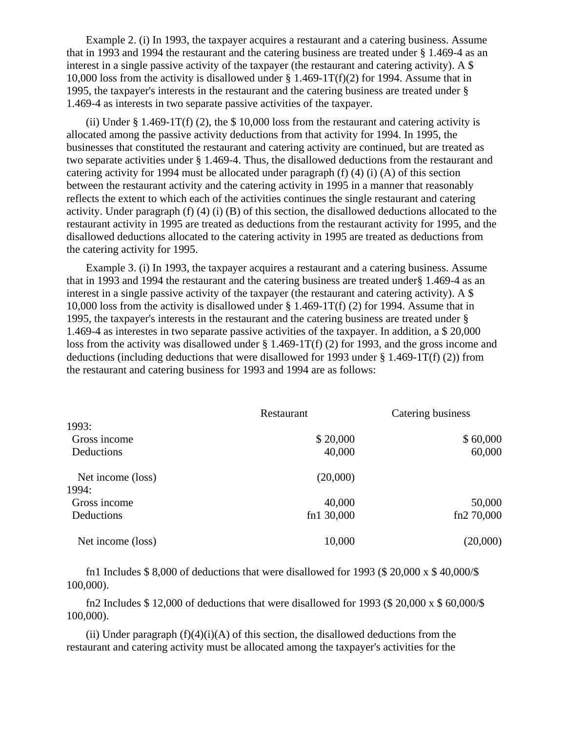Example 2. (i) In 1993, the taxpayer acquires a restaurant and a catering business. Assume that in 1993 and 1994 the restaurant and the catering business are treated under § 1.469-4 as an interest in a single passive activity of the taxpayer (the restaurant and catering activity). A $ 10,000 loss from the activity is disallowed under § 1.469-1T(f)(2) for 1994. Assume that in 1995, the taxpayer's interests in the restaurant and the catering business are treated under § 1.469-4 as interests in two separate passive activities of the taxpayer.

(ii) Under § 1.469-1T(f) (2), the $ 10,000 loss from the restaurant and catering activity is allocated among the passive activity deductions from that activity for 1994. In 1995, the businesses that constituted the restaurant and catering activity are continued, but are treated as two separate activities under § 1.469-4. Thus, the disallowed deductions from the restaurant and catering activity for 1994 must be allocated under paragraph (f) (4) (i) (A) of this section between the restaurant activity and the catering activity in 1995 in a manner that reasonably reflects the extent to which each of the activities continues the single restaurant and catering activity. Under paragraph (f) (4) (i) (B) of this section, the disallowed deductions allocated to the restaurant activity in 1995 are treated as deductions from the restaurant activity for 1995, and the disallowed deductions allocated to the catering activity in 1995 are treated as deductions from the catering activity for 1995.

Example 3. (i) In 1993, the taxpayer acquires a restaurant and a catering business. Assume that in 1993 and 1994 the restaurant and the catering business are treated under§ 1.469-4 as an interest in a single passive activity of the taxpayer (the restaurant and catering activity). A $ 10,000 loss from the activity is disallowed under § 1.469-1T(f) (2) for 1994. Assume that in 1995, the taxpayer's interests in the restaurant and the catering business are treated under § 1.469-4 as interestes in two separate passive activities of the taxpayer. In addition, a $ 20,000 loss from the activity was disallowed under § 1.469-1T(f) (2) for 1993, and the gross income and deductions (including deductions that were disallowed for 1993 under § 1.469-1T(f) (2)) from the restaurant and catering business for 1993 and 1994 are as follows:

| | Restaurant | Catering business |
|---|---|---|
| 1993: | | |
| Gross income | $ 20,000 | $ 60,000 |
| Deductions | 40,000 | 60,000 |
| Net income (loss) | (20,000) | |
| 1994: | | |
| Gross income | 40,000 | 50,000 |
| Deductions | fn1 30,000 | fn2 70,000 |
| Net income (loss) | 10,000 | (20,000) |

fn1 Includes $ 8,000 of deductions that were disallowed for 1993 ($ 20,000 x $ 40,000/$ 100,000).

fn2 Includes $ 12,000 of deductions that were disallowed for 1993 ($ 20,000 x $ 60,000/$ 100,000).

(ii) Under paragraph (f)(4)(i)(A) of this section, the disallowed deductions from the restaurant and catering activity must be allocated among the taxpayer's activities for the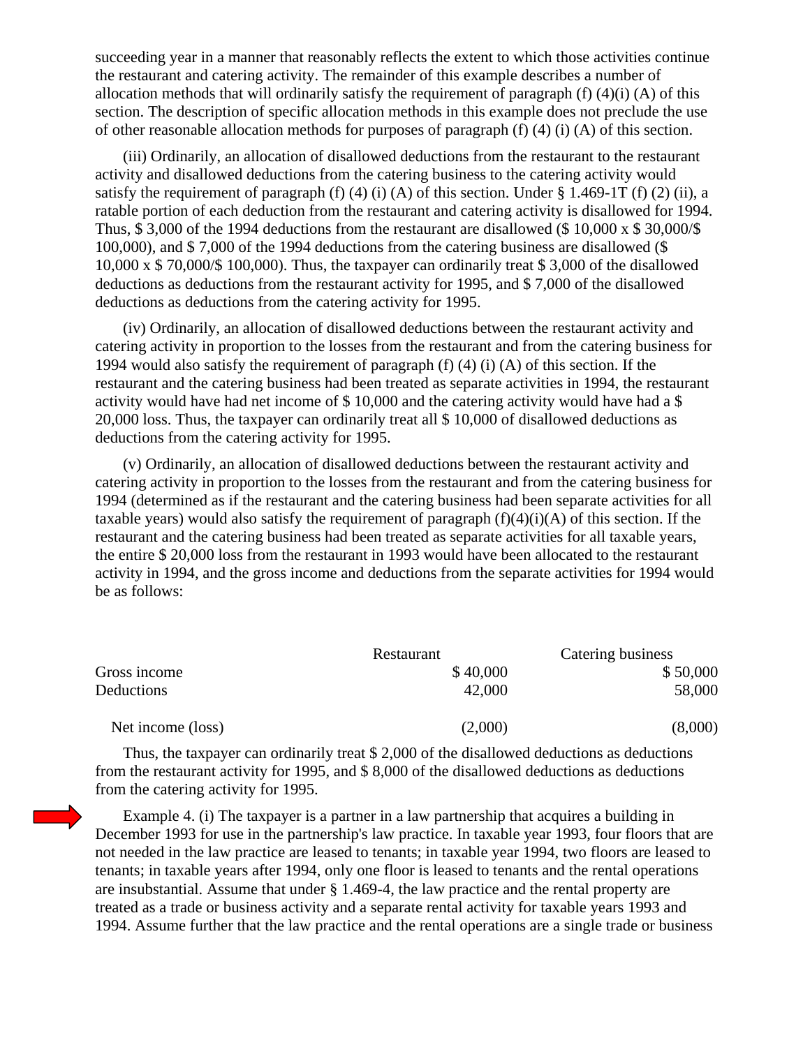succeeding year in a manner that reasonably reflects the extent to which those activities continue the restaurant and catering activity. The remainder of this example describes a number of allocation methods that will ordinarily satisfy the requirement of paragraph (f) (4)(i) (A) of this section. The description of specific allocation methods in this example does not preclude the use of other reasonable allocation methods for purposes of paragraph (f) (4) (i) (A) of this section.

(iii) Ordinarily, an allocation of disallowed deductions from the restaurant to the restaurant activity and disallowed deductions from the catering business to the catering activity would satisfy the requirement of paragraph (f) (4) (i) (A) of this section. Under § 1.469-1T (f) (2) (ii), a ratable portion of each deduction from the restaurant and catering activity is disallowed for 1994. Thus, $ 3,000 of the 1994 deductions from the restaurant are disallowed ($ 10,000 x $ 30,000/$ 100,000), and $ 7,000 of the 1994 deductions from the catering business are disallowed ($ 10,000 x $ 70,000/$ 100,000). Thus, the taxpayer can ordinarily treat $ 3,000 of the disallowed deductions as deductions from the restaurant activity for 1995, and $ 7,000 of the disallowed deductions as deductions from the catering activity for 1995.

(iv) Ordinarily, an allocation of disallowed deductions between the restaurant activity and catering activity in proportion to the losses from the restaurant and from the catering business for 1994 would also satisfy the requirement of paragraph (f) (4) (i) (A) of this section. If the restaurant and the catering business had been treated as separate activities in 1994, the restaurant activity would have had net income of $ 10,000 and the catering activity would have had a $ 20,000 loss. Thus, the taxpayer can ordinarily treat all $ 10,000 of disallowed deductions as deductions from the catering activity for 1995.

(v) Ordinarily, an allocation of disallowed deductions between the restaurant activity and catering activity in proportion to the losses from the restaurant and from the catering business for 1994 (determined as if the restaurant and the catering business had been separate activities for all taxable years) would also satisfy the requirement of paragraph (f)(4)(i)(A) of this section. If the restaurant and the catering business had been treated as separate activities for all taxable years, the entire $ 20,000 loss from the restaurant in 1993 would have been allocated to the restaurant activity in 1994, and the gross income and deductions from the separate activities for 1994 would be as follows:

| | Restaurant | Catering business |
|---|---|---|
| Gross income | $ 40,000 | $ 50,000 |
| Deductions | 42,000 | 58,000 |
| Net income (loss) | (2,000) | (8,000) |

Thus, the taxpayer can ordinarily treat $ 2,000 of the disallowed deductions as deductions from the restaurant activity for 1995, and $ 8,000 of the disallowed deductions as deductions from the catering activity for 1995.

Example 4. (i) The taxpayer is a partner in a law partnership that acquires a building in December 1993 for use in the partnership's law practice. In taxable year 1993, four floors that are not needed in the law practice are leased to tenants; in taxable year 1994, two floors are leased to tenants; in taxable years after 1994, only one floor is leased to tenants and the rental operations are insubstantial. Assume that under § 1.469-4, the law practice and the rental property are treated as a trade or business activity and a separate rental activity for taxable years 1993 and 1994. Assume further that the law practice and the rental operations are a single trade or business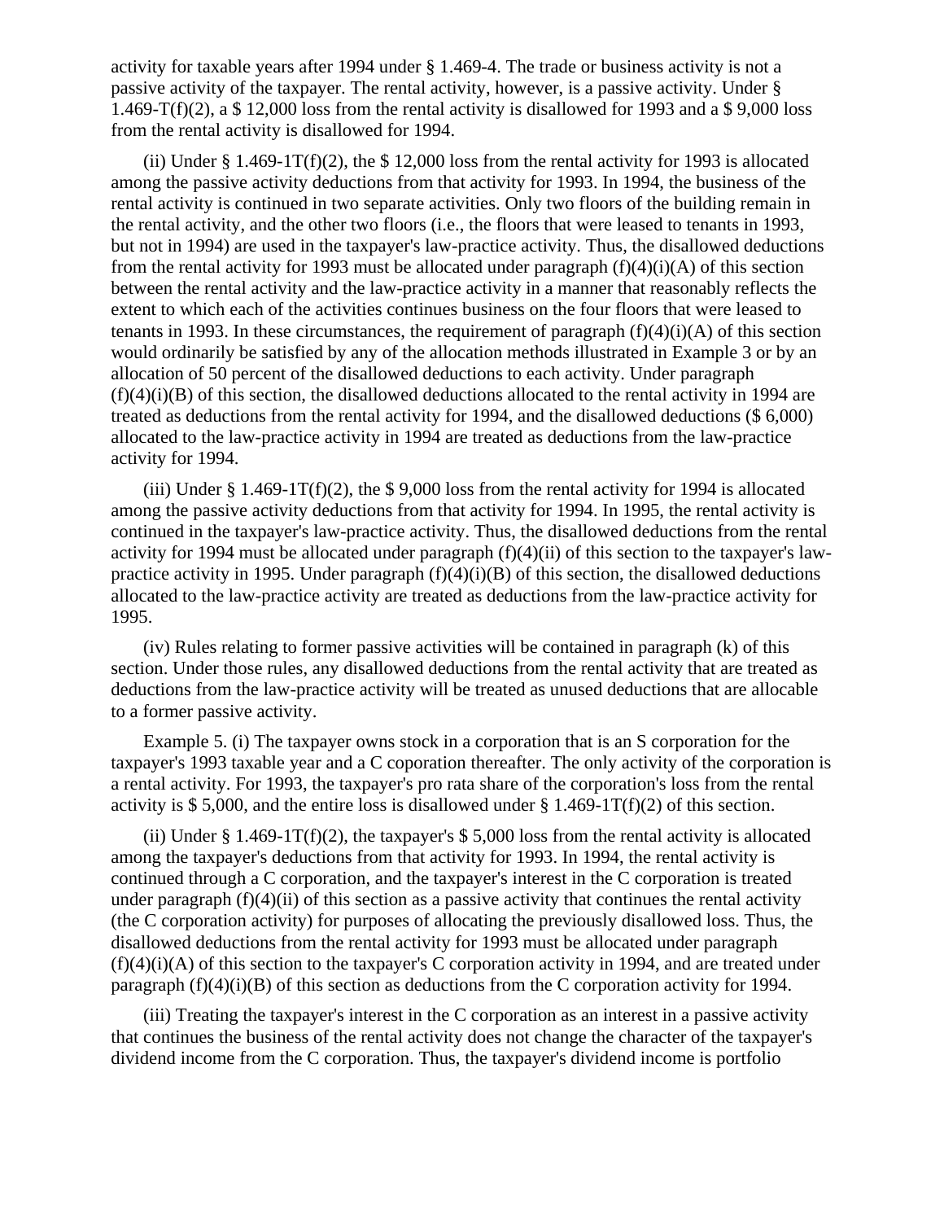activity for taxable years after 1994 under § 1.469-4. The trade or business activity is not a passive activity of the taxpayer. The rental activity, however, is a passive activity. Under § 1.469-T(f)(2), a $ 12,000 loss from the rental activity is disallowed for 1993 and a $ 9,000 loss from the rental activity is disallowed for 1994.

(ii) Under § 1.469-1T(f)(2), the $ 12,000 loss from the rental activity for 1993 is allocated among the passive activity deductions from that activity for 1993. In 1994, the business of the rental activity is continued in two separate activities. Only two floors of the building remain in the rental activity, and the other two floors (i.e., the floors that were leased to tenants in 1993, but not in 1994) are used in the taxpayer's law-practice activity. Thus, the disallowed deductions from the rental activity for 1993 must be allocated under paragraph (f)(4)(i)(A) of this section between the rental activity and the law-practice activity in a manner that reasonably reflects the extent to which each of the activities continues business on the four floors that were leased to tenants in 1993. In these circumstances, the requirement of paragraph (f)(4)(i)(A) of this section would ordinarily be satisfied by any of the allocation methods illustrated in Example 3 or by an allocation of 50 percent of the disallowed deductions to each activity. Under paragraph (f)(4)(i)(B) of this section, the disallowed deductions allocated to the rental activity in 1994 are treated as deductions from the rental activity for 1994, and the disallowed deductions ($ 6,000) allocated to the law-practice activity in 1994 are treated as deductions from the law-practice activity for 1994.

(iii) Under § 1.469-1T(f)(2), the $ 9,000 loss from the rental activity for 1994 is allocated among the passive activity deductions from that activity for 1994. In 1995, the rental activity is continued in the taxpayer's law-practice activity. Thus, the disallowed deductions from the rental activity for 1994 must be allocated under paragraph (f)(4)(ii) of this section to the taxpayer's law-practice activity in 1995. Under paragraph (f)(4)(i)(B) of this section, the disallowed deductions allocated to the law-practice activity are treated as deductions from the law-practice activity for 1995.

(iv) Rules relating to former passive activities will be contained in paragraph (k) of this section. Under those rules, any disallowed deductions from the rental activity that are treated as deductions from the law-practice activity will be treated as unused deductions that are allocable to a former passive activity.

Example 5. (i) The taxpayer owns stock in a corporation that is an S corporation for the taxpayer's 1993 taxable year and a C coporation thereafter. The only activity of the corporation is a rental activity. For 1993, the taxpayer's pro rata share of the corporation's loss from the rental activity is $ 5,000, and the entire loss is disallowed under § 1.469-1T(f)(2) of this section.

(ii) Under § 1.469-1T(f)(2), the taxpayer's $ 5,000 loss from the rental activity is allocated among the taxpayer's deductions from that activity for 1993. In 1994, the rental activity is continued through a C corporation, and the taxpayer's interest in the C corporation is treated under paragraph (f)(4)(ii) of this section as a passive activity that continues the rental activity (the C corporation activity) for purposes of allocating the previously disallowed loss. Thus, the disallowed deductions from the rental activity for 1993 must be allocated under paragraph (f)(4)(i)(A) of this section to the taxpayer's C corporation activity in 1994, and are treated under paragraph (f)(4)(i)(B) of this section as deductions from the C corporation activity for 1994.

(iii) Treating the taxpayer's interest in the C corporation as an interest in a passive activity that continues the business of the rental activity does not change the character of the taxpayer's dividend income from the C corporation. Thus, the taxpayer's dividend income is portfolio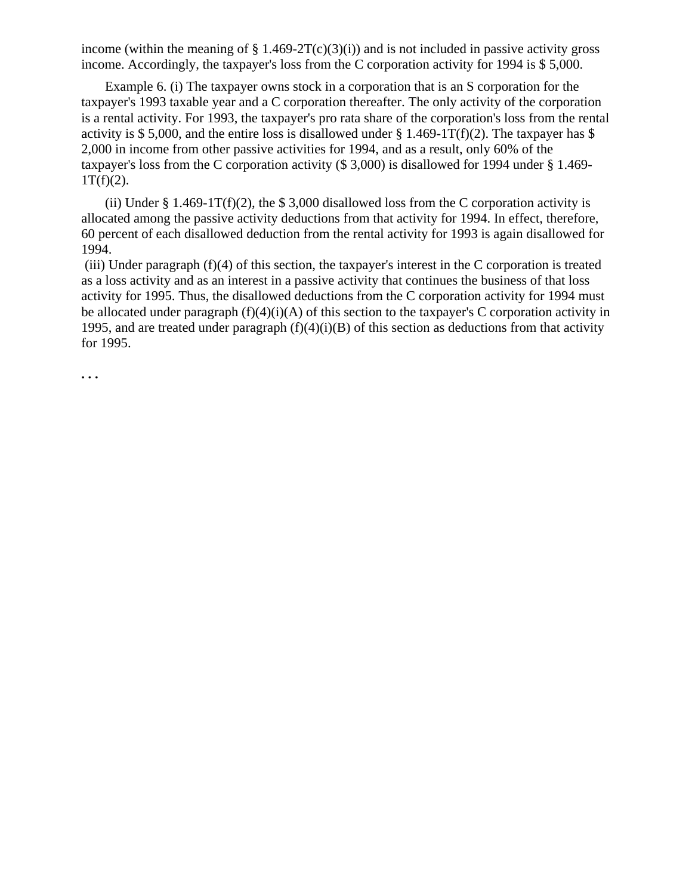income (within the meaning of § 1.469-2T(c)(3)(i)) and is not included in passive activity gross income. Accordingly, the taxpayer's loss from the C corporation activity for 1994 is $ 5,000.

Example 6. (i) The taxpayer owns stock in a corporation that is an S corporation for the taxpayer's 1993 taxable year and a C corporation thereafter. The only activity of the corporation is a rental activity. For 1993, the taxpayer's pro rata share of the corporation's loss from the rental activity is $ 5,000, and the entire loss is disallowed under § 1.469-1T(f)(2). The taxpayer has $ 2,000 in income from other passive activities for 1994, and as a result, only 60% of the taxpayer's loss from the C corporation activity ($ 3,000) is disallowed for 1994 under § 1.469-1T(f)(2).

(ii) Under § 1.469-1T(f)(2), the $ 3,000 disallowed loss from the C corporation activity is allocated among the passive activity deductions from that activity for 1994. In effect, therefore, 60 percent of each disallowed deduction from the rental activity for 1993 is again disallowed for 1994.

(iii) Under paragraph (f)(4) of this section, the taxpayer's interest in the C corporation is treated as a loss activity and as an interest in a passive activity that continues the business of that loss activity for 1995. Thus, the disallowed deductions from the C corporation activity for 1994 must be allocated under paragraph (f)(4)(i)(A) of this section to the taxpayer's C corporation activity in 1995, and are treated under paragraph (f)(4)(i)(B) of this section as deductions from that activity for 1995.

. . .